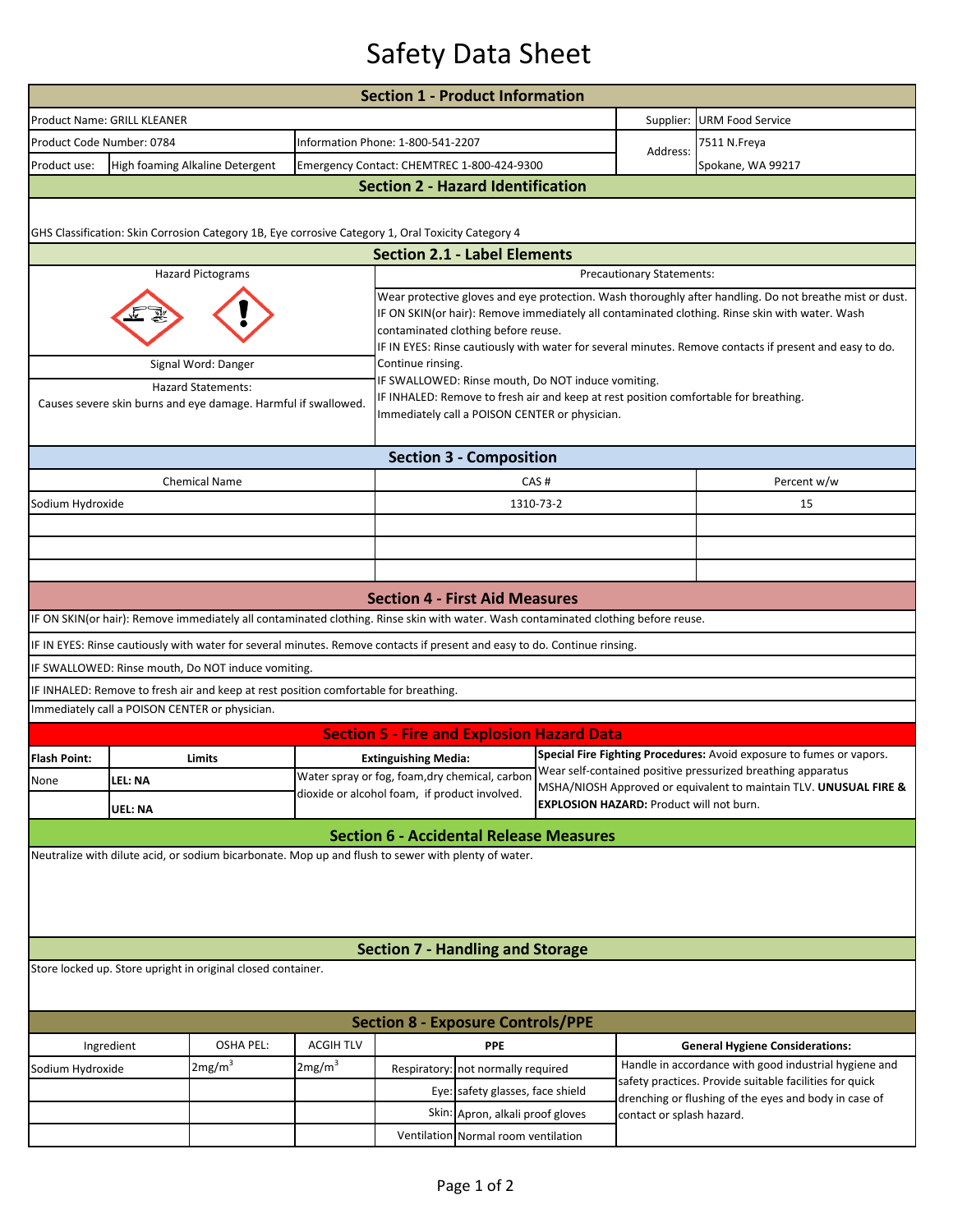# Safety Data Sheet

## Section 1 - Product Information

| | | | |
|---|---|---|---|
| Product Name: GRILL KLEANER | | Supplier: | URM Food Service |
| Product Code Number: 0784 | Information Phone: 1-800-541-2207 | Address: | 7511 N.Freya |
| Product use: High foaming Alkaline Detergent | Emergency Contact: CHEMTREC 1-800-424-9300 | | Spokane, WA 99217 |

## Section 2 - Hazard Identification

GHS Classification: Skin Corrosion Category 1B, Eye corrosive Category 1, Oral Toxicity Category 4

## Section 2.1 - Label Elements

**Hazard Pictograms**

Signal Word: Danger

Hazard Statements:
Causes severe skin burns and eye damage. Harmful if swallowed.

**Precautionary Statements:**

Wear protective gloves and eye protection. Wash thoroughly after handling. Do not breathe mist or dust.
IF ON SKIN(or hair): Remove immediately all contaminated clothing. Rinse skin with water. Wash contaminated clothing before reuse.
IF IN EYES: Rinse cautiously with water for several minutes. Remove contacts if present and easy to do. Continue rinsing.
IF SWALLOWED: Rinse mouth, Do NOT induce vomiting.
IF INHALED: Remove to fresh air and keep at rest position comfortable for breathing.
Immediately call a POISON CENTER or physician.

## Section 3 - Composition

| Chemical Name | CAS # | Percent w/w |
|---|---|---|
| Sodium Hydroxide | 1310-73-2 | 15 |
| | | |
| | | |
| | | |

## Section 4 - First Aid Measures

IF ON SKIN(or hair): Remove immediately all contaminated clothing. Rinse skin with water. Wash contaminated clothing before reuse.

IF IN EYES: Rinse cautiously with water for several minutes. Remove contacts if present and easy to do. Continue rinsing.

IF SWALLOWED: Rinse mouth, Do NOT induce vomiting.

IF INHALED: Remove to fresh air and keep at rest position comfortable for breathing.

Immediately call a POISON CENTER or physician.

## Section 5 - Fire and Explosion Hazard Data

| Flash Point: | Limits | Extinguishing Media: | Special Fire Fighting Procedures |
|---|---|---|---|
| None | LEL: NA | Water spray or fog, foam,dry chemical, carbon dioxide or alcohol foam, if product involved. | **Special Fire Fighting Procedures:** Avoid exposure to fumes or vapors. Wear self-contained positive pressurized breathing apparatus MSHA/NIOSH Approved or equivalent to maintain TLV. **UNUSUAL FIRE & EXPLOSION HAZARD:** Product will not burn. |
| | UEL: NA | | |

## Section 6 - Accidental Release Measures

Neutralize with dilute acid, or sodium bicarbonate. Mop up and flush to sewer with plenty of water.

## Section 7 - Handling and Storage

Store locked up. Store upright in original closed container.

## Section 8 - Exposure Controls/PPE

| Ingredient | OSHA PEL: | ACGIH TLV | PPE | | General Hygiene Considerations: |
|---|---|---|---|---|---|
| Sodium Hydroxide | 2mg/m$^3$ | 2mg/m$^3$ | Respiratory: | not normally required | Handle in accordance with good industrial hygiene and safety practices. Provide suitable facilities for quick drenching or flushing of the eyes and body in case of contact or splash hazard. |
| | | | Eye: | safety glasses, face shield | |
| | | | Skin: | Apron, alkali proof gloves | |
| | | | Ventilation | Normal room ventilation | |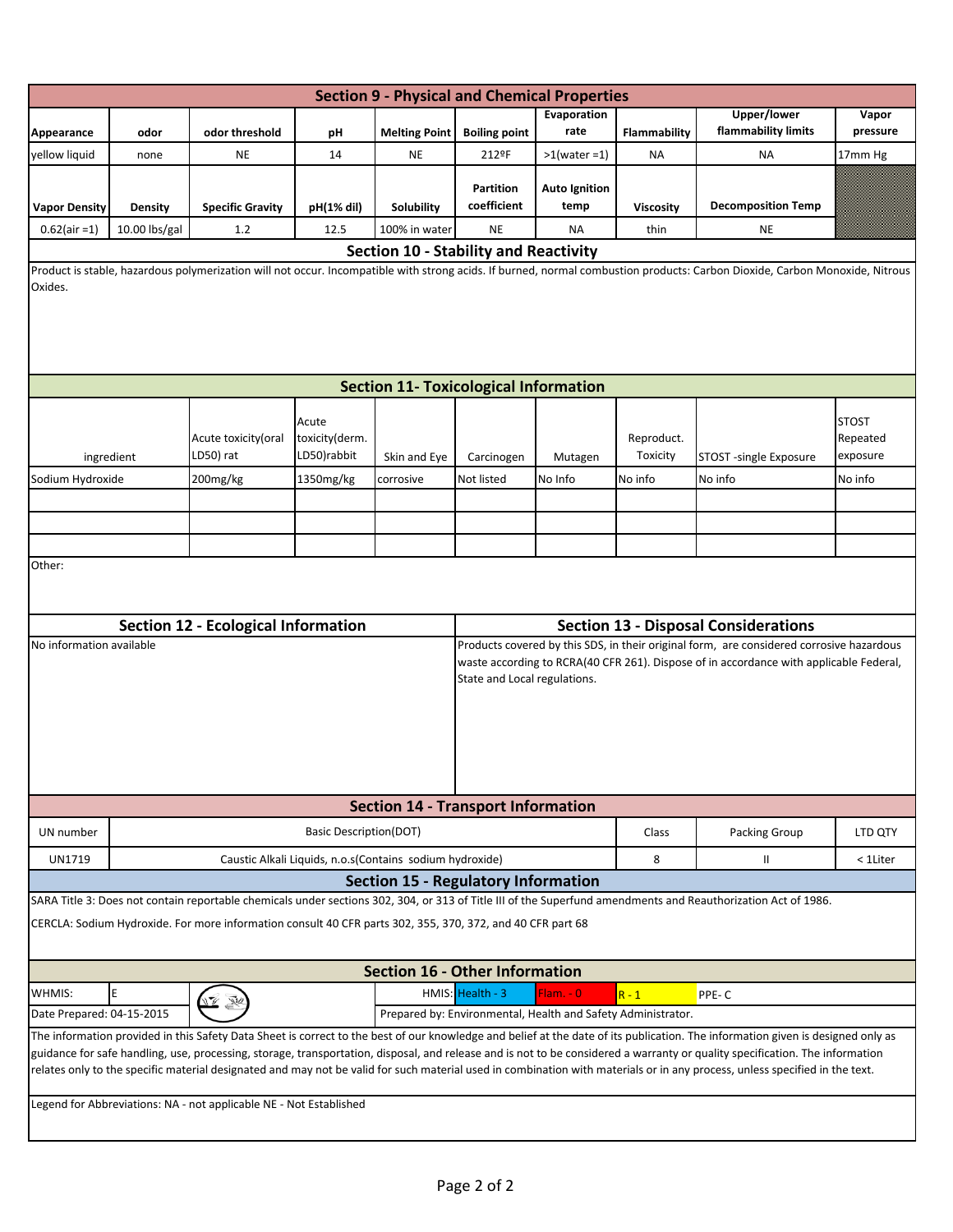## Section 9 - Physical and Chemical Properties

| Appearance | odor | odor threshold | pH | Melting Point | Boiling point | Evaporation rate | Flammability | Upper/lower flammability limits | Vapor pressure |
|---|---|---|---|---|---|---|---|---|---|
| yellow liquid | none | NE | 14 | NE | 212ºF | >1(water =1) | NA | NA | 17mm Hg |
| **Vapor Density** | **Density** | **Specific Gravity** | **pH(1% dil)** | **Solubility** | **Partition coefficient** | **Auto Ignition temp** | **Viscosity** | **Decomposition Temp** | |
| 0.62(air =1) | 10.00 lbs/gal | 1.2 | 12.5 | 100% in water | NE | NA | thin | NE | |

## Section 10 - Stability and Reactivity

Product is stable, hazardous polymerization will not occur. Incompatible with strong acids. If burned, normal combustion products: Carbon Dioxide, Carbon Monoxide, Nitrous Oxides.

## Section 11- Toxicological Information

| ingredient | Acute toxicity(oral LD50) rat | Acute toxicity(derm. LD50)rabbit | Skin and Eye | Carcinogen | Mutagen | Reproduct. Toxicity | STOST -single Exposure | STOST Repeated exposure |
|---|---|---|---|---|---|---|---|---|
| Sodium Hydroxide | 200mg/kg | 1350mg/kg | corrosive | Not listed | No Info | No info | No info | No info |
| | | | | | | | | |
| | | | | | | | | |
| | | | | | | | | |

Other:

## Section 12 - Ecological Information

No information available

## Section 13 - Disposal Considerations

Products covered by this SDS, in their original form, are considered corrosive hazardous waste according to RCRA(40 CFR 261). Dispose of in accordance with applicable Federal, State and Local regulations.

## Section 14 - Transport Information

| UN number | Basic Description(DOT) | Class | Packing Group | LTD QTY |
|---|---|---|---|---|
| UN1719 | Caustic Alkali Liquids, n.o.s(Contains sodium hydroxide) | 8 | II | < 1Liter |

## Section 15 - Regulatory Information

SARA Title 3: Does not contain reportable chemicals under sections 302, 304, or 313 of Title III of the Superfund amendments and Reauthorization Act of 1986.

CERCLA: Sodium Hydroxide. For more information consult 40 CFR parts 302, 355, 370, 372, and 40 CFR part 68

## Section 16 - Other Information

| | | | | | | |
|---|---|---|---|---|---|---|
| WHMIS: | E | HMIS: | Health - 3 | Flam. - 0 | R - 1 | PPE- C |
| Date Prepared: 04-15-2015 | | Prepared by: Environmental, Health and Safety Administrator. | | | | |

The information provided in this Safety Data Sheet is correct to the best of our knowledge and belief at the date of its publication. The information given is designed only as guidance for safe handling, use, processing, storage, transportation, disposal, and release and is not to be considered a warranty or quality specification. The information relates only to the specific material designated and may not be valid for such material used in combination with materials or in any process, unless specified in the text.

Legend for Abbreviations: NA - not applicable NE - Not Established